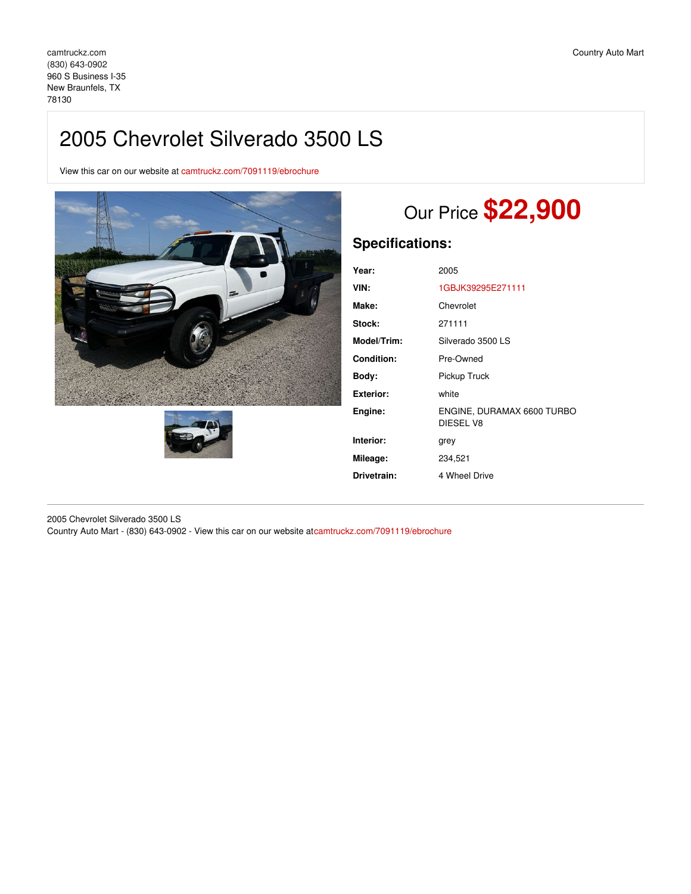camtruckz.com
(830) 643-0902
960 S Business I-35
New Braunfels, TX
78130

Country Auto Mart

# 2005 Chevrolet Silverado 3500 LS

View this car on our website at camtruckz.com/7091119/ebrochure

## Our Price **$22,900**

### Specifications:

| | |
|---|---|
| **Year:** | 2005 |
| **VIN:** | 1GBJK39295E271111 |
| **Make:** | Chevrolet |
| **Stock:** | 271111 |
| **Model/Trim:** | Silverado 3500 LS |
| **Condition:** | Pre-Owned |
| **Body:** | Pickup Truck |
| **Exterior:** | white |
| **Engine:** | ENGINE, DURAMAX 6600 TURBO DIESEL V8 |
| **Interior:** | grey |
| **Mileage:** | 234,521 |
| **Drivetrain:** | 4 Wheel Drive |

2005 Chevrolet Silverado 3500 LS
Country Auto Mart - (830) 643-0902 - View this car on our website atcamtruckz.com/7091119/ebrochure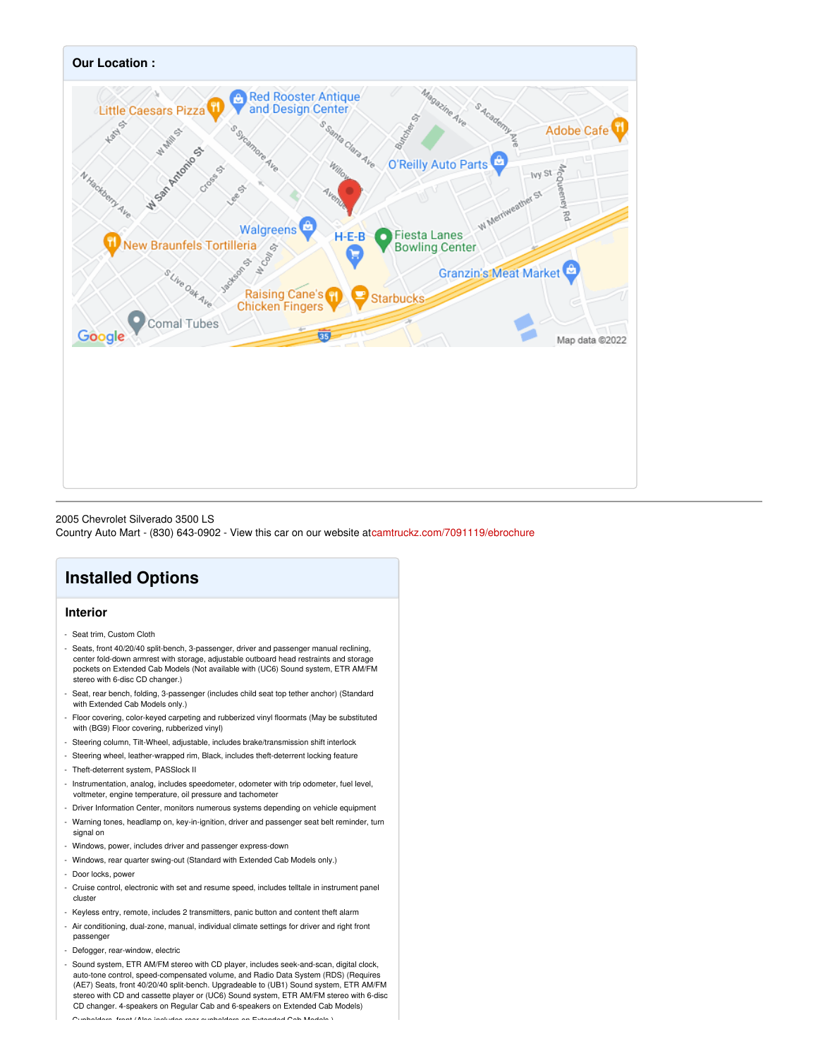## Our Location :

2005 Chevrolet Silverado 3500 LS
Country Auto Mart - (830) 643-0902 - View this car on our website atcamtruckz.com/7091119/ebrochure

## Installed Options

### Interior

- Seat trim, Custom Cloth
- Seats, front 40/20/40 split-bench, 3-passenger, driver and passenger manual reclining, center fold-down armrest with storage, adjustable outboard head restraints and storage pockets on Extended Cab Models (Not available with (UC6) Sound system, ETR AM/FM stereo with 6-disc CD changer.)
- Seat, rear bench, folding, 3-passenger (includes child seat top tether anchor) (Standard with Extended Cab Models only.)
- Floor covering, color-keyed carpeting and rubberized vinyl floormats (May be substituted with (BG9) Floor covering, rubberized vinyl)
- Steering column, Tilt-Wheel, adjustable, includes brake/transmission shift interlock
- Steering wheel, leather-wrapped rim, Black, includes theft-deterrent locking feature
- Theft-deterrent system, PASSlock II
- Instrumentation, analog, includes speedometer, odometer with trip odometer, fuel level, voltmeter, engine temperature, oil pressure and tachometer
- Driver Information Center, monitors numerous systems depending on vehicle equipment
- Warning tones, headlamp on, key-in-ignition, driver and passenger seat belt reminder, turn signal on
- Windows, power, includes driver and passenger express-down
- Windows, rear quarter swing-out (Standard with Extended Cab Models only.)
- Door locks, power
- Cruise control, electronic with set and resume speed, includes telltale in instrument panel cluster
- Keyless entry, remote, includes 2 transmitters, panic button and content theft alarm
- Air conditioning, dual-zone, manual, individual climate settings for driver and right front passenger
- Defogger, rear-window, electric
- Sound system, ETR AM/FM stereo with CD player, includes seek-and-scan, digital clock, auto-tone control, speed-compensated volume, and Radio Data System (RDS) (Requires (AE7) Seats, front 40/20/40 split-bench. Upgradeable to (UB1) Sound system, ETR AM/FM stereo with CD and cassette player or (UC6) Sound system, ETR AM/FM stereo with 6-disc CD changer. 4-speakers on Regular Cab and 6-speakers on Extended Cab Models)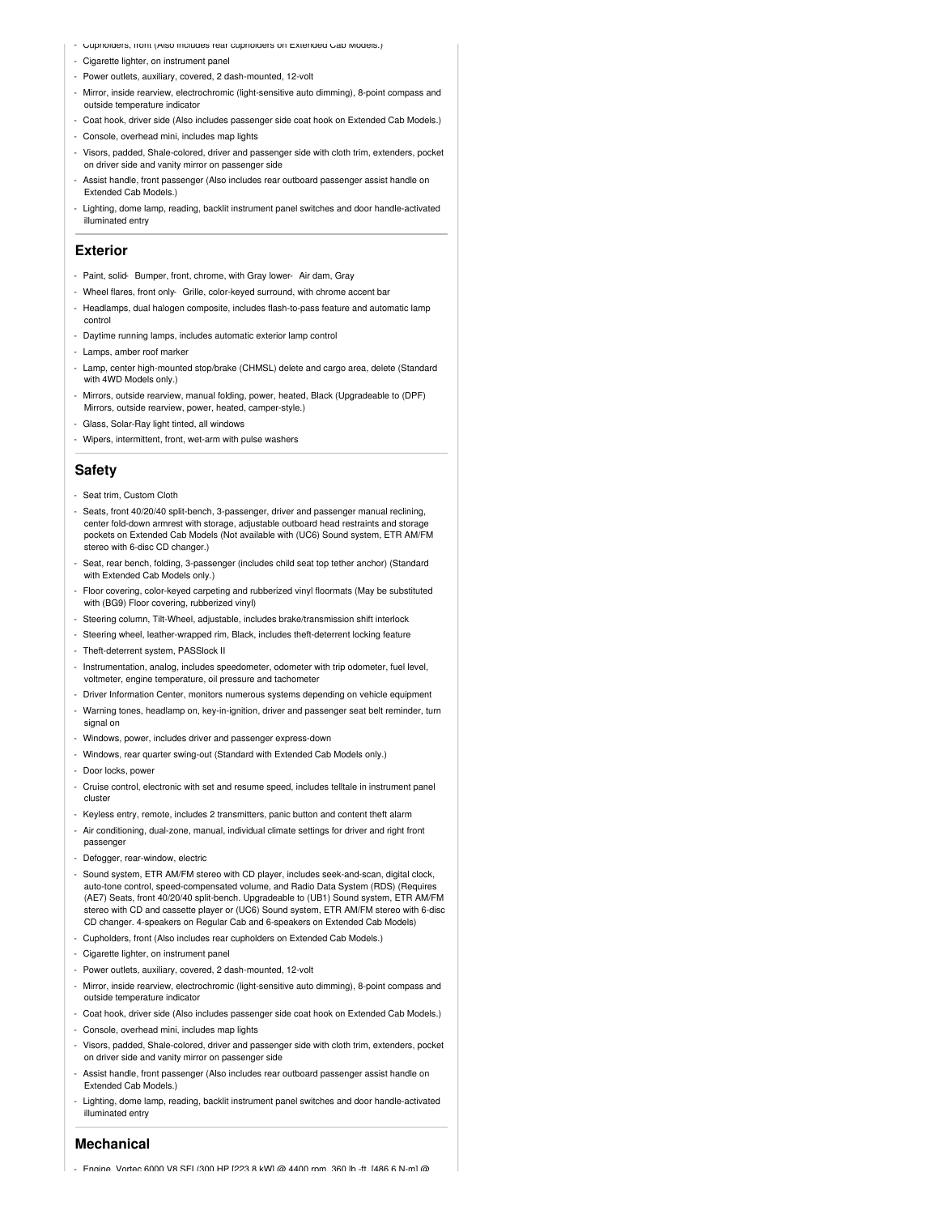- Cupholders, front (Also includes rear cupholders on Extended Cab Models.)
- Cigarette lighter, on instrument panel
- Power outlets, auxiliary, covered, 2 dash-mounted, 12-volt
- Mirror, inside rearview, electrochromic (light-sensitive auto dimming), 8-point compass and outside temperature indicator
- Coat hook, driver side (Also includes passenger side coat hook on Extended Cab Models.)
- Console, overhead mini, includes map lights
- Visors, padded, Shale-colored, driver and passenger side with cloth trim, extenders, pocket on driver side and vanity mirror on passenger side
- Assist handle, front passenger (Also includes rear outboard passenger assist handle on Extended Cab Models.)
- Lighting, dome lamp, reading, backlit instrument panel switches and door handle-activated illuminated entry

## Exterior

- Paint, solid- Bumper, front, chrome, with Gray lower- Air dam, Gray
- Wheel flares, front only- Grille, color-keyed surround, with chrome accent bar
- Headlamps, dual halogen composite, includes flash-to-pass feature and automatic lamp control
- Daytime running lamps, includes automatic exterior lamp control
- Lamps, amber roof marker
- Lamp, center high-mounted stop/brake (CHMSL) delete and cargo area, delete (Standard with 4WD Models only.)
- Mirrors, outside rearview, manual folding, power, heated, Black (Upgradeable to (DPF) Mirrors, outside rearview, power, heated, camper-style.)
- Glass, Solar-Ray light tinted, all windows
- Wipers, intermittent, front, wet-arm with pulse washers

## Safety

- Seat trim, Custom Cloth
- Seats, front 40/20/40 split-bench, 3-passenger, driver and passenger manual reclining, center fold-down armrest with storage, adjustable outboard head restraints and storage pockets on Extended Cab Models (Not available with (UC6) Sound system, ETR AM/FM stereo with 6-disc CD changer.)
- Seat, rear bench, folding, 3-passenger (includes child seat top tether anchor) (Standard with Extended Cab Models only.)
- Floor covering, color-keyed carpeting and rubberized vinyl floormats (May be substituted with (BG9) Floor covering, rubberized vinyl)
- Steering column, Tilt-Wheel, adjustable, includes brake/transmission shift interlock
- Steering wheel, leather-wrapped rim, Black, includes theft-deterrent locking feature
- Theft-deterrent system, PASSlock II
- Instrumentation, analog, includes speedometer, odometer with trip odometer, fuel level, voltmeter, engine temperature, oil pressure and tachometer
- Driver Information Center, monitors numerous systems depending on vehicle equipment
- Warning tones, headlamp on, key-in-ignition, driver and passenger seat belt reminder, turn signal on
- Windows, power, includes driver and passenger express-down
- Windows, rear quarter swing-out (Standard with Extended Cab Models only.)
- Door locks, power
- Cruise control, electronic with set and resume speed, includes telltale in instrument panel cluster
- Keyless entry, remote, includes 2 transmitters, panic button and content theft alarm
- Air conditioning, dual-zone, manual, individual climate settings for driver and right front passenger
- Defogger, rear-window, electric
- Sound system, ETR AM/FM stereo with CD player, includes seek-and-scan, digital clock, auto-tone control, speed-compensated volume, and Radio Data System (RDS) (Requires (AE7) Seats, front 40/20/40 split-bench. Upgradeable to (UB1) Sound system, ETR AM/FM stereo with CD and cassette player or (UC6) Sound system, ETR AM/FM stereo with 6-disc CD changer. 4-speakers on Regular Cab and 6-speakers on Extended Cab Models)
- Cupholders, front (Also includes rear cupholders on Extended Cab Models.)
- Cigarette lighter, on instrument panel
- Power outlets, auxiliary, covered, 2 dash-mounted, 12-volt
- Mirror, inside rearview, electrochromic (light-sensitive auto dimming), 8-point compass and outside temperature indicator
- Coat hook, driver side (Also includes passenger side coat hook on Extended Cab Models.)
- Console, overhead mini, includes map lights
- Visors, padded, Shale-colored, driver and passenger side with cloth trim, extenders, pocket on driver side and vanity mirror on passenger side
- Assist handle, front passenger (Also includes rear outboard passenger assist handle on Extended Cab Models.)
- Lighting, dome lamp, reading, backlit instrument panel switches and door handle-activated illuminated entry

## Mechanical

- Engine, Vortec 6000 V8 SFI (300 HP [223.8 kW] @ 4400 rpm, 360 lb.-ft. [486.6 N-m] @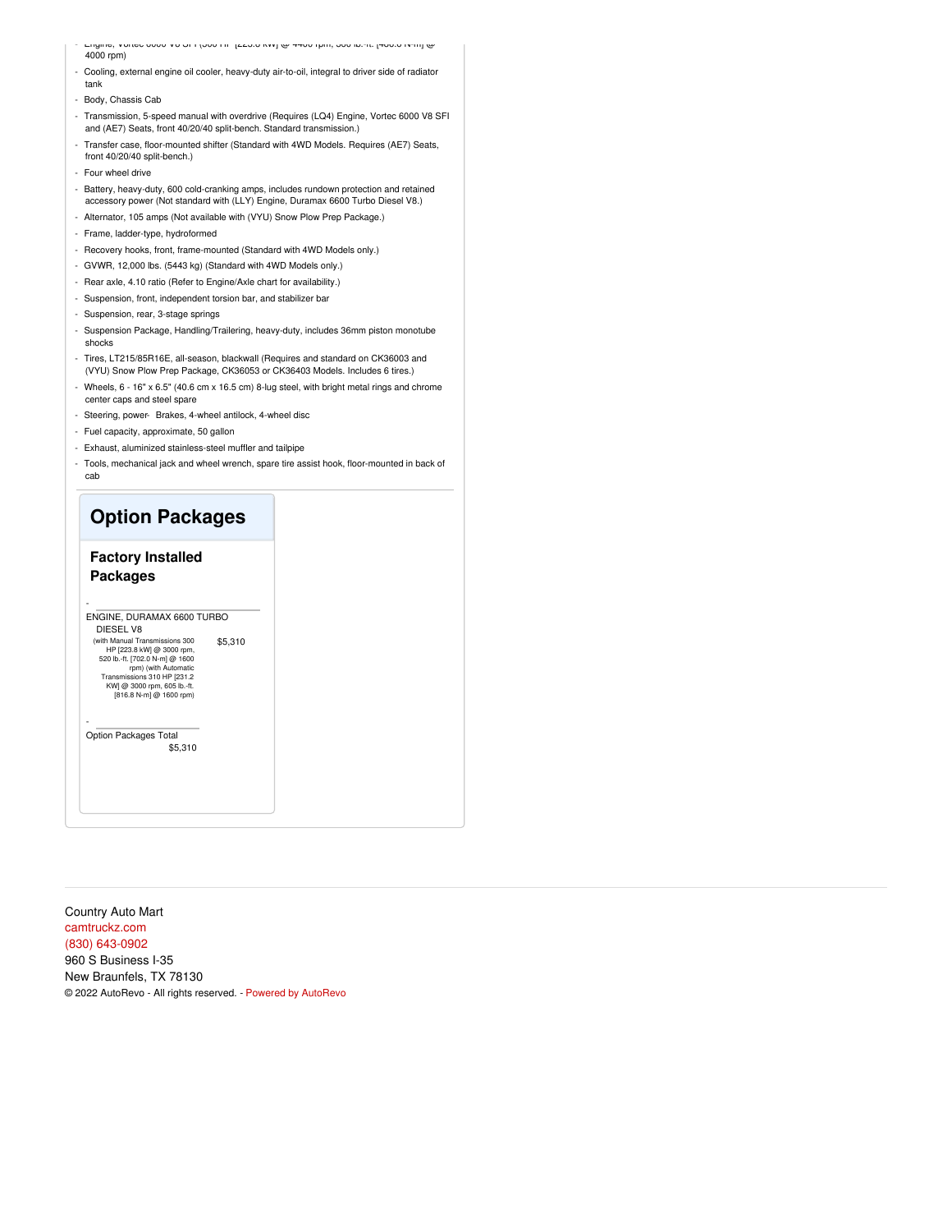- Engine, Vortec 6000 V8 SFI (300 HP [223.8 kW] @ 4400 rpm, 360 lb.-ft. [486.0 N-m] @ 4000 rpm)
- Cooling, external engine oil cooler, heavy-duty air-to-oil, integral to driver side of radiator tank
- Body, Chassis Cab
- Transmission, 5-speed manual with overdrive (Requires (LQ4) Engine, Vortec 6000 V8 SFI and (AE7) Seats, front 40/20/40 split-bench. Standard transmission.)
- Transfer case, floor-mounted shifter (Standard with 4WD Models. Requires (AE7) Seats, front 40/20/40 split-bench.)
- Four wheel drive
- Battery, heavy-duty, 600 cold-cranking amps, includes rundown protection and retained accessory power (Not standard with (LLY) Engine, Duramax 6600 Turbo Diesel V8.)
- Alternator, 105 amps (Not available with (VYU) Snow Plow Prep Package.)
- Frame, ladder-type, hydroformed
- Recovery hooks, front, frame-mounted (Standard with 4WD Models only.)
- GVWR, 12,000 lbs. (5443 kg) (Standard with 4WD Models only.)
- Rear axle, 4.10 ratio (Refer to Engine/Axle chart for availability.)
- Suspension, front, independent torsion bar, and stabilizer bar
- Suspension, rear, 3-stage springs
- Suspension Package, Handling/Trailering, heavy-duty, includes 36mm piston monotube shocks
- Tires, LT215/85R16E, all-season, blackwall (Requires and standard on CK36003 and (VYU) Snow Plow Prep Package, CK36053 or CK36403 Models. Includes 6 tires.)
- Wheels, 6 - 16" x 6.5" (40.6 cm x 16.5 cm) 8-lug steel, with bright metal rings and chrome center caps and steel spare
- Steering, power- Brakes, 4-wheel antilock, 4-wheel disc
- Fuel capacity, approximate, 50 gallon
- Exhaust, aluminized stainless-steel muffler and tailpipe
- Tools, mechanical jack and wheel wrench, spare tire assist hook, floor-mounted in back of cab

## Option Packages

### Factory Installed Packages

- ENGINE, DURAMAX 6600 TURBO DIESEL V8 — $5,310
  (with Manual Transmissions 300 HP [223.8 kW] @ 3000 rpm, 520 lb.-ft. [702.0 N-m] @ 1600 rpm) (with Automatic Transmissions 310 HP [231.2 KW] @ 3000 rpm, 605 lb.-ft. [816.8 N-m] @ 1600 rpm)

- Option Packages Total — $5,310

Country Auto Mart
camtruckz.com
(830) 643-0902
960 S Business I-35
New Braunfels, TX 78130
© 2022 AutoRevo - All rights reserved. - Powered by AutoRevo